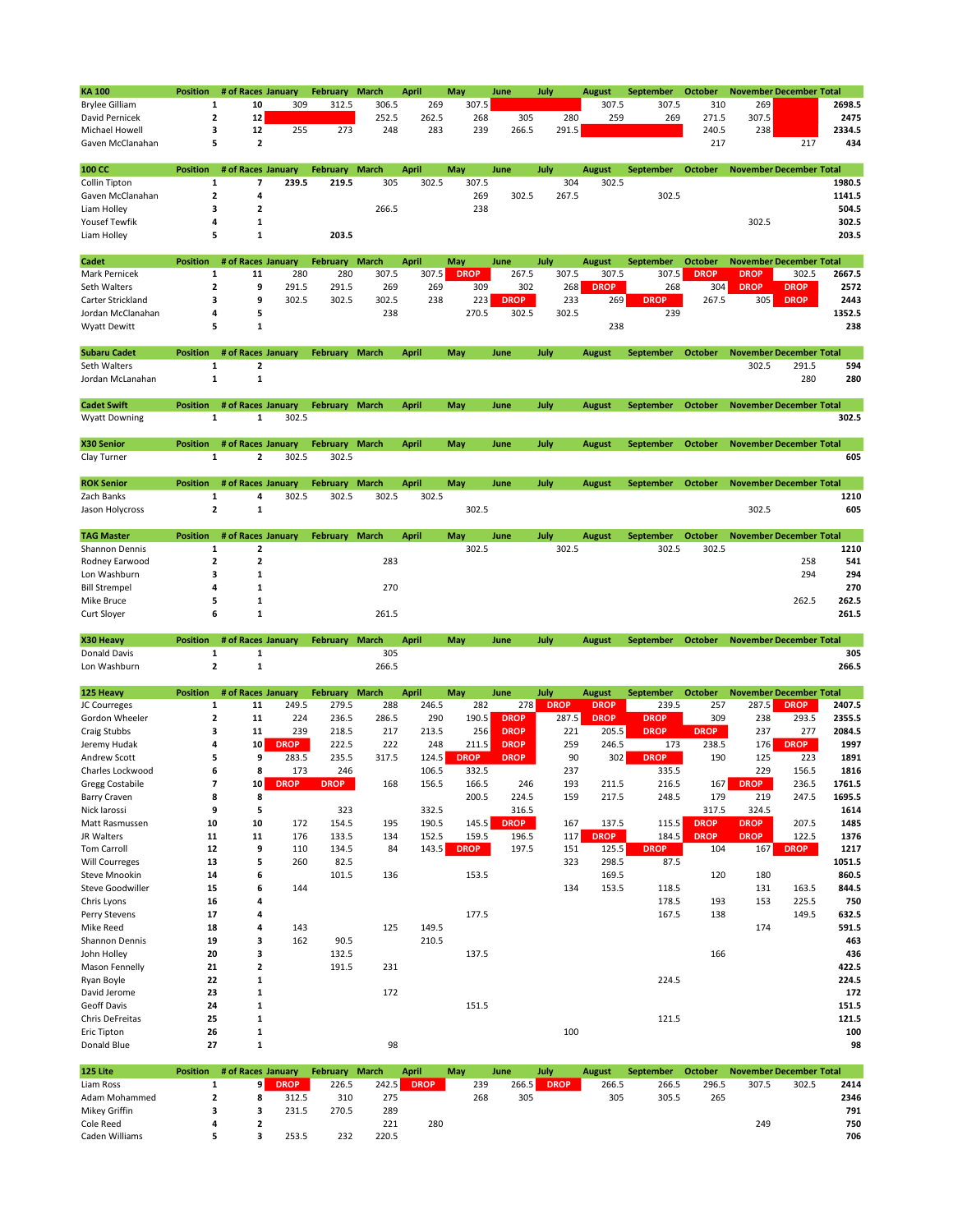| KA 100 | Position | # of Races | January | February | March | April | May | June | July | August | September | October | November | December | Total |
|---|---|---|---|---|---|---|---|---|---|---|---|---|---|---|---|
| Brylee Gilliam | 1 | 10 | 309 | 312.5 | 306.5 | 269 | 307.5 | | | 307.5 | 307.5 | 310 | 269 | | 2698.5 |
| David Pernicek | 2 | 12 | | | 252.5 | 262.5 | 268 | 305 | 280 | 259 | 269 | 271.5 | 307.5 | | 2475 |
| Michael Howell | 3 | 12 | 255 | 273 | 248 | 283 | 239 | 266.5 | 291.5 | | | 240.5 | 238 | | 2334.5 |
| Gaven McClanahan | 5 | 2 | | | | | | | | | | 217 | | 217 | 434 |

| 100 CC | Position | # of Races | January | February | March | April | May | June | July | August | September | October | November | December | Total |
|---|---|---|---|---|---|---|---|---|---|---|---|---|---|---|---|
| Collin Tipton | 1 | 7 | 239.5 | 219.5 | 305 | 302.5 | 307.5 | | 304 | 302.5 | | | | | 1980.5 |
| Gaven McClanahan | 2 | 4 | | | | | 269 | 302.5 | 267.5 | | 302.5 | | | | 1141.5 |
| Liam Holley | 3 | 2 | | | 266.5 | | 238 | | | | | | | | 504.5 |
| Yousef Tewfik | 4 | 1 | | | | | | | | | | | 302.5 | | 302.5 |
| Liam Holley | 5 | 1 | | 203.5 | | | | | | | | | | | 203.5 |

| Cadet | Position | # of Races | January | February | March | April | May | June | July | August | September | October | November | December | Total |
|---|---|---|---|---|---|---|---|---|---|---|---|---|---|---|---|
| Mark Pernicek | 1 | 11 | 280 | 280 | 307.5 | 307.5 | DROP | 267.5 | 307.5 | 307.5 | 307.5 | DROP | DROP | 302.5 | 2667.5 |
| Seth Walters | 2 | 9 | 291.5 | 291.5 | 269 | 269 | 309 | 302 | 268 | DROP | 268 | 304 | DROP | DROP | 2572 |
| Carter Strickland | 3 | 9 | 302.5 | 302.5 | 302.5 | 238 | 223 | DROP | 233 | 269 | DROP | 267.5 | 305 | DROP | 2443 |
| Jordan McClanahan | 4 | 5 | | | 238 | | 270.5 | 302.5 | 302.5 | | 239 | | | | 1352.5 |
| Wyatt Dewitt | 5 | 1 | | | | | | | | 238 | | | | | 238 |

| Subaru Cadet | Position | # of Races | January | February | March | April | May | June | July | August | September | October | November | December | Total |
|---|---|---|---|---|---|---|---|---|---|---|---|---|---|---|---|
| Seth Walters | 1 | 2 | | | | | | | | | | | 302.5 | 291.5 | 594 |
| Jordan McLanahan | 1 | 1 | | | | | | | | | | | | 280 | 280 |

| Cadet Swift | Position | # of Races | January | February | March | April | May | June | July | August | September | October | November | December | Total |
|---|---|---|---|---|---|---|---|---|---|---|---|---|---|---|---|
| Wyatt Downing | 1 | 1 | 302.5 | | | | | | | | | | | | 302.5 |

| X30 Senior | Position | # of Races | January | February | March | April | May | June | July | August | September | October | November | December | Total |
|---|---|---|---|---|---|---|---|---|---|---|---|---|---|---|---|
| Clay Turner | 1 | 2 | 302.5 | 302.5 | | | | | | | | | | | 605 |

| ROK Senior | Position | # of Races | January | February | March | April | May | June | July | August | September | October | November | December | Total |
|---|---|---|---|---|---|---|---|---|---|---|---|---|---|---|---|
| Zach Banks | 1 | 4 | 302.5 | 302.5 | 302.5 | 302.5 | | | | | | | | | 1210 |
| Jason Holycross | 2 | 1 | | | | | 302.5 | | | | | | 302.5 | | 605 |

| TAG Master | Position | # of Races | January | February | March | April | May | June | July | August | September | October | November | December | Total |
|---|---|---|---|---|---|---|---|---|---|---|---|---|---|---|---|
| Shannon Dennis | 1 | 2 | | | | | 302.5 | | 302.5 | | 302.5 | 302.5 | | | 1210 |
| Rodney Earwood | 2 | 2 | | | 283 | | | | | | | | | 258 | 541 |
| Lon Washburn | 3 | 1 | | | | | | | | | | | | 294 | 294 |
| Bill Strempel | 4 | 1 | | | 270 | | | | | | | | | | 270 |
| Mike Bruce | 5 | 1 | | | | | | | | | | | | 262.5 | 262.5 |
| Curt Sloyer | 6 | 1 | | | 261.5 | | | | | | | | | | 261.5 |

| X30 Heavy | Position | # of Races | January | February | March | April | May | June | July | August | September | October | November | December | Total |
|---|---|---|---|---|---|---|---|---|---|---|---|---|---|---|---|
| Donald Davis | 1 | 1 | | | 305 | | | | | | | | | | 305 |
| Lon Washburn | 2 | 1 | | | 266.5 | | | | | | | | | | 266.5 |

| 125 Heavy | Position | # of Races | January | February | March | April | May | June | July | August | September | October | November | December | Total |
|---|---|---|---|---|---|---|---|---|---|---|---|---|---|---|---|
| JC Courreges | 1 | 11 | 249.5 | 279.5 | 288 | 246.5 | 282 | 278 | DROP | DROP | 239.5 | 257 | 287.5 | DROP | 2407.5 |
| Gordon Wheeler | 2 | 11 | 224 | 236.5 | 286.5 | 290 | 190.5 | DROP | 287.5 | DROP | DROP | 309 | 238 | 293.5 | 2355.5 |
| Craig Stubbs | 3 | 11 | 239 | 218.5 | 217 | 213.5 | 256 | DROP | 221 | 205.5 | DROP | DROP | 237 | 277 | 2084.5 |
| Jeremy Hudak | 4 | 10 | DROP | 222.5 | 222 | 248 | 211.5 | DROP | 259 | 246.5 | 173 | 238.5 | 176 | DROP | 1997 |
| Andrew Scott | 5 | 9 | 283.5 | 235.5 | 317.5 | 124.5 | DROP | DROP | 90 | 302 | DROP | 190 | 125 | 223 | 1891 |
| Charles Lockwood | 6 | 8 | 173 | 246 | | 106.5 | 332.5 | | 237 | | 335.5 | | 229 | 156.5 | 1816 |
| Gregg Costabile | 7 | 10 | DROP | DROP | 168 | 156.5 | 166.5 | 246 | 193 | 211.5 | 216.5 | 167 | DROP | 236.5 | 1761.5 |
| Barry Craven | 8 | 8 | | | | | 200.5 | 224.5 | 159 | 217.5 | 248.5 | 179 | 219 | 247.5 | 1695.5 |
| Nick Iarossi | 9 | 5 | | 323 | | 332.5 | | 316.5 | | | | 317.5 | 324.5 | | 1614 |
| Matt Rasmussen | 10 | 10 | 172 | 154.5 | 195 | 190.5 | 145.5 | DROP | 167 | 137.5 | 115.5 | DROP | DROP | 207.5 | 1485 |
| JR Walters | 11 | 11 | 176 | 133.5 | 134 | 152.5 | 159.5 | 196.5 | 117 | DROP | 184.5 | DROP | DROP | 122.5 | 1376 |
| Tom Carroll | 12 | 9 | 110 | 134.5 | 84 | 143.5 | DROP | 197.5 | 151 | 125.5 | DROP | 104 | 167 | DROP | 1217 |
| Will Courreges | 13 | 5 | 260 | 82.5 | | | | | 323 | 298.5 | 87.5 | | | | 1051.5 |
| Steve Mnookin | 14 | 6 | | 101.5 | 136 | | 153.5 | | | 169.5 | | 120 | 180 | | 860.5 |
| Steve Goodwiller | 15 | 6 | 144 | | | | | | 134 | 153.5 | 118.5 | | 131 | 163.5 | 844.5 |
| Chris Lyons | 16 | 4 | | | | | | | | | 178.5 | 193 | 153 | 225.5 | 750 |
| Perry Stevens | 17 | 4 | | | | | 177.5 | | | | 167.5 | 138 | | 149.5 | 632.5 |
| Mike Reed | 18 | 4 | 143 | | 125 | 149.5 | | | | | | | 174 | | 591.5 |
| Shannon Dennis | 19 | 3 | 162 | 90.5 | | 210.5 | | | | | | | | | 463 |
| John Holley | 20 | 3 | | 132.5 | | | 137.5 | | | | | 166 | | | 436 |
| Mason Fennelly | 21 | 2 | | 191.5 | 231 | | | | | | | | | | 422.5 |
| Ryan Boyle | 22 | 1 | | | | | | | | | 224.5 | | | | 224.5 |
| David Jerome | 23 | 1 | | | 172 | | | | | | | | | | 172 |
| Geoff Davis | 24 | 1 | | | | | 151.5 | | | | | | | | 151.5 |
| Chris DeFreitas | 25 | 1 | | | | | | | | | 121.5 | | | | 121.5 |
| Eric Tipton | 26 | 1 | | | | | | | 100 | | | | | | 100 |
| Donald Blue | 27 | 1 | | | 98 | | | | | | | | | | 98 |

| 125 Lite | Position | # of Races | January | February | March | April | May | June | July | August | September | October | November | December | Total |
|---|---|---|---|---|---|---|---|---|---|---|---|---|---|---|---|
| Liam Ross | 1 | 9 | DROP | 226.5 | 242.5 | DROP | 239 | 266.5 | DROP | 266.5 | 266.5 | 296.5 | 307.5 | 302.5 | 2414 |
| Adam Mohammed | 2 | 8 | 312.5 | 310 | 275 | | 268 | 305 | | 305 | 305.5 | 265 | | | 2346 |
| Mikey Griffin | 3 | 3 | 231.5 | 270.5 | 289 | | | | | | | | | | 791 |
| Cole Reed | 4 | 2 | | | 221 | 280 | | | | | | | 249 | | 750 |
| Caden Williams | 5 | 3 | 253.5 | 232 | 220.5 | | | | | | | | | | 706 |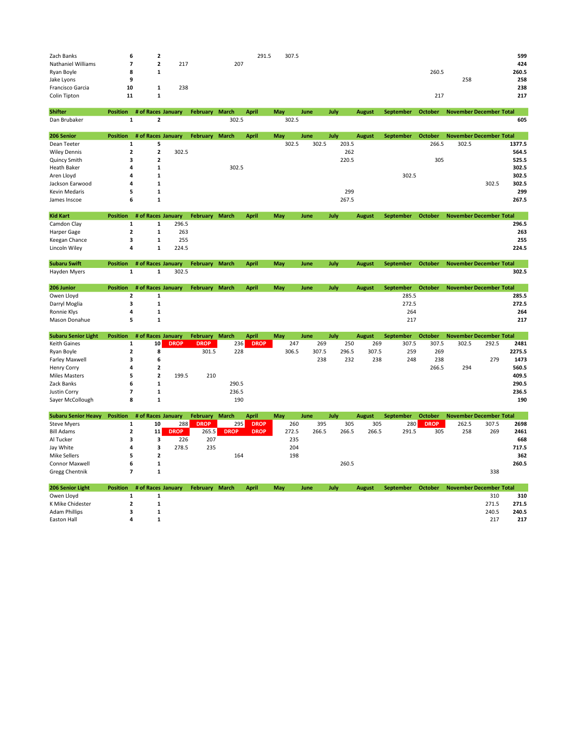| | | | | | | | | | | | | | | | |
|---|---|---|---|---|---|---|---|---|---|---|---|---|---|---|---|
| Zach Banks | 6 | 2 | | | | 291.5 | 307.5 | | | | | | | | 599 |
| Nathaniel Williams | 7 | 2 | 217 | | 207 | | | | | | | | | | 424 |
| Ryan Boyle | 8 | 1 | | | | | | | | | | 260.5 | | | 260.5 |
| Jake Lyons | 9 | | | | | | | | | | | | 258 | | 258 |
| Francisco Garcia | 10 | 1 | 238 | | | | | | | | | | | | 238 |
| Colin Tipton | 11 | 1 | | | | | | | | | | 217 | | | 217 |

| Shifter | Position | # of Races | January | February | March | April | May | June | July | August | September | October | November | December | Total |
|---|---|---|---|---|---|---|---|---|---|---|---|---|---|---|---|
| Dan Brubaker | 1 | 2 | | | 302.5 | | 302.5 | | | | | | | | 605 |

| 206 Senior | Position | # of Races | January | February | March | April | May | June | July | August | September | October | November | December | Total |
|---|---|---|---|---|---|---|---|---|---|---|---|---|---|---|---|
| Dean Teeter | 1 | 5 | | | | | 302.5 | 302.5 | 203.5 | | | 266.5 | 302.5 | | 1377.5 |
| Wiley Dennis | 2 | 2 | 302.5 | | | | | | 262 | | | | | | 564.5 |
| Quincy Smith | 3 | 2 | | | | | | | 220.5 | | | 305 | | | 525.5 |
| Heath Baker | 4 | 1 | | | 302.5 | | | | | | | | | | 302.5 |
| Aren Lloyd | 4 | 1 | | | | | | | | | 302.5 | | | | 302.5 |
| Jackson Earwood | 4 | 1 | | | | | | | | | | | | 302.5 | 302.5 |
| Kevin Medaris | 5 | 1 | | | | | | | 299 | | | | | | 299 |
| James Inscoe | 6 | 1 | | | | | | | 267.5 | | | | | | 267.5 |

| Kid Kart | Position | # of Races | January | February | March | April | May | June | July | August | September | October | November | December | Total |
|---|---|---|---|---|---|---|---|---|---|---|---|---|---|---|---|
| Camdon Clay | 1 | 1 | 296.5 | | | | | | | | | | | | 296.5 |
| Harper Gage | 2 | 1 | 263 | | | | | | | | | | | | 263 |
| Keegan Chance | 3 | 1 | 255 | | | | | | | | | | | | 255 |
| Lincoln Wiley | 4 | 1 | 224.5 | | | | | | | | | | | | 224.5 |

| Subaru Swift | Position | # of Races | January | February | March | April | May | June | July | August | September | October | November | December | Total |
|---|---|---|---|---|---|---|---|---|---|---|---|---|---|---|---|
| Hayden Myers | 1 | 1 | 302.5 | | | | | | | | | | | | 302.5 |

| 206 Junior | Position | # of Races | January | February | March | April | May | June | July | August | September | October | November | December | Total |
|---|---|---|---|---|---|---|---|---|---|---|---|---|---|---|---|
| Owen Lloyd | 2 | 1 | | | | | | | | | 285.5 | | | | 285.5 |
| Darryl Moglia | 3 | 1 | | | | | | | | | 272.5 | | | | 272.5 |
| Ronnie Klys | 4 | 1 | | | | | | | | | 264 | | | | 264 |
| Mason Donahue | 5 | 1 | | | | | | | | | 217 | | | | 217 |

| Subaru Senior Light | Position | # of Races | January | February | March | April | May | June | July | August | September | October | November | December | Total |
|---|---|---|---|---|---|---|---|---|---|---|---|---|---|---|---|
| Keith Gaines | 1 | 10 | DROP | DROP | 236 | DROP | 247 | 269 | 250 | 269 | 307.5 | 307.5 | 302.5 | 292.5 | 2481 |
| Ryan Boyle | 2 | 8 | | 301.5 | 228 | | 306.5 | 307.5 | 296.5 | 307.5 | 259 | 269 | | | 2275.5 |
| Farley Maxwell | 3 | 6 | | | | | | 238 | 232 | 238 | 248 | 238 | | 279 | 1473 |
| Henry Corry | 4 | 2 | | | | | | | | | | 266.5 | 294 | | 560.5 |
| Miles Masters | 5 | 2 | 199.5 | 210 | | | | | | | | | | | 409.5 |
| Zack Banks | 6 | 1 | | | 290.5 | | | | | | | | | | 290.5 |
| Justin Corry | 7 | 1 | | | 236.5 | | | | | | | | | | 236.5 |
| Sayer McCollough | 8 | 1 | | | 190 | | | | | | | | | | 190 |

| Subaru Senior Heavy | Position | # of Races | January | February | March | April | May | June | July | August | September | October | November | December | Total |
|---|---|---|---|---|---|---|---|---|---|---|---|---|---|---|---|
| Steve Myers | 1 | 10 | 288 | DROP | 295 | DROP | 260 | 395 | 305 | 305 | 280 | DROP | 262.5 | 307.5 | 2698 |
| Bill Adams | 2 | 11 | DROP | 265.5 | DROP | DROP | 272.5 | 266.5 | 266.5 | 266.5 | 291.5 | 305 | 258 | 269 | 2461 |
| Al Tucker | 3 | 3 | 226 | 207 | | | 235 | | | | | | | | 668 |
| Jay White | 4 | 3 | 278.5 | 235 | | | 204 | | | | | | | | 717.5 |
| Mike Sellers | 5 | 2 | | | 164 | | 198 | | | | | | | | 362 |
| Connor Maxwell | 6 | 1 | | | | | | | 260.5 | | | | | | 260.5 |
| Gregg Chentnik | 7 | 1 | | | | | | | | | | | | 338 | |

| 206 Senior Light | Position | # of Races | January | February | March | April | May | June | July | August | September | October | November | December | Total |
|---|---|---|---|---|---|---|---|---|---|---|---|---|---|---|---|
| Owen Lloyd | 1 | 1 | | | | | | | | | | | | 310 | 310 |
| K Mike Chidester | 2 | 1 | | | | | | | | | | | | 271.5 | 271.5 |
| Adam Phillips | 3 | 1 | | | | | | | | | | | | 240.5 | 240.5 |
| Easton Hall | 4 | 1 | | | | | | | | | | | | 217 | 217 |